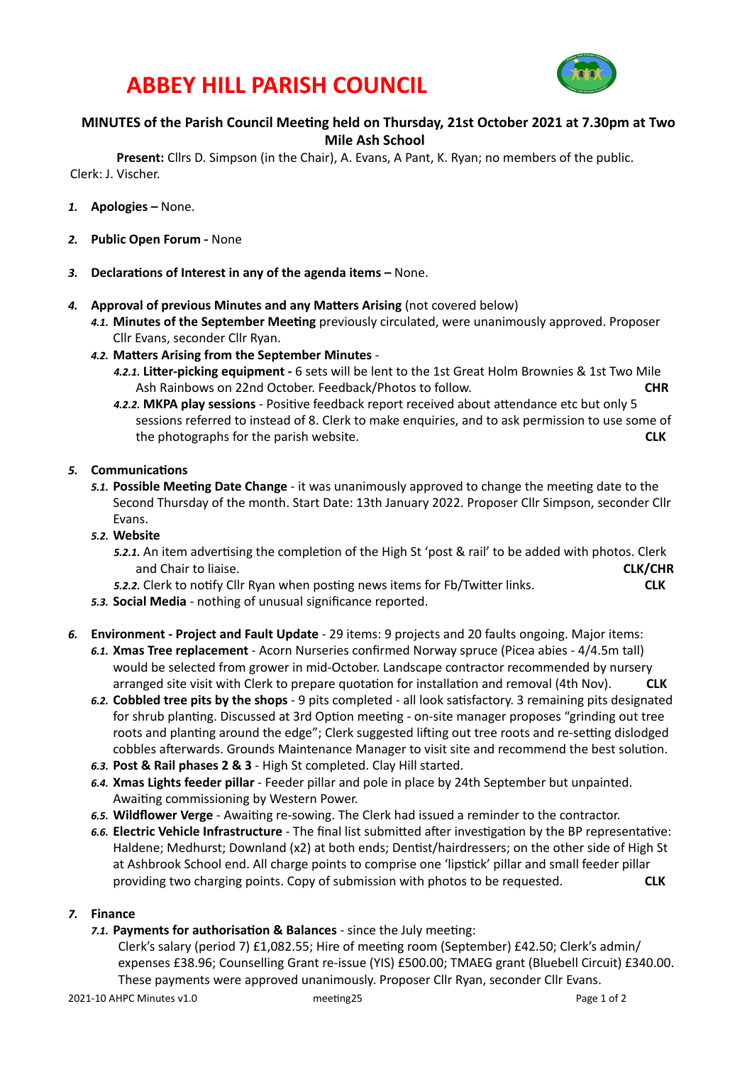# ABBEY HILL PARISH COUNCIL

## MINUTES of the Parish Council Meeting held on Thursday, 21st October 2021 at 7.30pm at Two Mile Ash School

**Present:** Cllrs D. Simpson (in the Chair), A. Evans, A Pant, K. Ryan; no members of the public.
Clerk: J. Vischer.

1. **Apologies –** None.

2. **Public Open Forum -** None

3. **Declarations of Interest in any of the agenda items –** None.

4. **Approval of previous Minutes and any Matters Arising** (not covered below)
   - 4.1. **Minutes of the September Meeting** previously circulated, were unanimously approved. Proposer Cllr Evans, seconder Cllr Ryan.
   - 4.2. **Matters Arising from the September Minutes** -
     - 4.2.1. **Litter-picking equipment -** 6 sets will be lent to the 1st Great Holm Brownies & 1st Two Mile Ash Rainbows on 22nd October. Feedback/Photos to follow. **CHR**
     - 4.2.2. **MKPA play sessions** - Positive feedback report received about attendance etc but only 5 sessions referred to instead of 8. Clerk to make enquiries, and to ask permission to use some of the photographs for the parish website. **CLK**

5. **Communications**
   - 5.1. **Possible Meeting Date Change** - it was unanimously approved to change the meeting date to the Second Thursday of the month. Start Date: 13th January 2022. Proposer Cllr Simpson, seconder Cllr Evans.
   - 5.2. **Website**
     - 5.2.1. An item advertising the completion of the High St 'post & rail' to be added with photos. Clerk and Chair to liaise. **CLK/CHR**
     - 5.2.2. Clerk to notify Cllr Ryan when posting news items for Fb/Twitter links. **CLK**
   - 5.3. **Social Media** - nothing of unusual significance reported.

6. **Environment - Project and Fault Update** - 29 items: 9 projects and 20 faults ongoing. Major items:
   - 6.1. **Xmas Tree replacement** - Acorn Nurseries confirmed Norway spruce (Picea abies - 4/4.5m tall) would be selected from grower in mid-October. Landscape contractor recommended by nursery arranged site visit with Clerk to prepare quotation for installation and removal (4th Nov). **CLK**
   - 6.2. **Cobbled tree pits by the shops** - 9 pits completed - all look satisfactory. 3 remaining pits designated for shrub planting. Discussed at 3rd Option meeting - on-site manager proposes "grinding out tree roots and planting around the edge"; Clerk suggested lifting out tree roots and re-setting dislodged cobbles afterwards. Grounds Maintenance Manager to visit site and recommend the best solution.
   - 6.3. **Post & Rail phases 2 & 3** - High St completed. Clay Hill started.
   - 6.4. **Xmas Lights feeder pillar** - Feeder pillar and pole in place by 24th September but unpainted. Awaiting commissioning by Western Power.
   - 6.5. **Wildflower Verge** - Awaiting re-sowing. The Clerk had issued a reminder to the contractor.
   - 6.6. **Electric Vehicle Infrastructure** - The final list submitted after investigation by the BP representative: Haldene; Medhurst; Downland (x2) at both ends; Dentist/hairdressers; on the other side of High St at Ashbrook School end. All charge points to comprise one 'lipstick' pillar and small feeder pillar providing two charging points. Copy of submission with photos to be requested. **CLK**

7. **Finance**
   - 7.1. **Payments for authorisation & Balances** - since the July meeting:
     Clerk's salary (period 7) £1,082.55; Hire of meeting room (September) £42.50; Clerk's admin/ expenses £38.96; Counselling Grant re-issue (YIS) £500.00; TMAEG grant (Bluebell Circuit) £340.00. These payments were approved unanimously. Proposer Cllr Ryan, seconder Cllr Evans.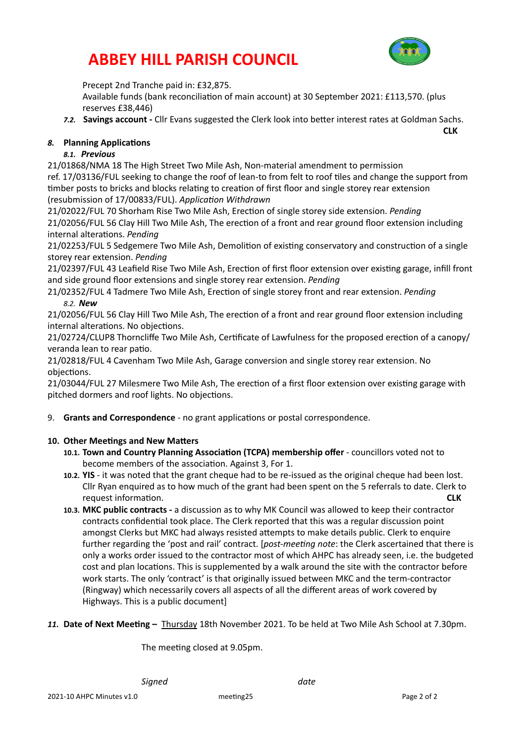# ABBEY HILL PARISH COUNCIL

Precept 2nd Tranche paid in: £32,875.
Available funds (bank reconciliation of main account) at 30 September 2021: £113,570. (plus reserves £38,446)

*7.2.* **Savings account -** Cllr Evans suggested the Clerk look into better interest rates at Goldman Sachs. **CLK**

## *8.* Planning Applications

### *8.1. Previous*

21/01868/NMA 18 The High Street Two Mile Ash, Non-material amendment to permission ref. 17/03136/FUL seeking to change the roof of lean-to from felt to roof tiles and change the support from timber posts to bricks and blocks relating to creation of first floor and single storey rear extension (resubmission of 17/00833/FUL). *Application Withdrawn*

21/02022/FUL 70 Shorham Rise Two Mile Ash, Erection of single storey side extension. *Pending*

21/02056/FUL 56 Clay Hill Two Mile Ash, The erection of a front and rear ground floor extension including internal alterations. *Pending*

21/02253/FUL 5 Sedgemere Two Mile Ash, Demolition of existing conservatory and construction of a single storey rear extension. *Pending*

21/02397/FUL 43 Leafield Rise Two Mile Ash, Erection of first floor extension over existing garage, infill front and side ground floor extensions and single storey rear extension. *Pending*

21/02352/FUL 4 Tadmere Two Mile Ash, Erection of single storey front and rear extension. *Pending*

### *8.2. New*

21/02056/FUL 56 Clay Hill Two Mile Ash, The erection of a front and rear ground floor extension including internal alterations. No objections.

21/02724/CLUP8 Thorncliffe Two Mile Ash, Certificate of Lawfulness for the proposed erection of a canopy/veranda lean to rear patio.

21/02818/FUL 4 Cavenham Two Mile Ash, Garage conversion and single storey rear extension. No objections.

21/03044/FUL 27 Milesmere Two Mile Ash, The erection of a first floor extension over existing garage with pitched dormers and roof lights. No objections.

9. **Grants and Correspondence** - no grant applications or postal correspondence.

## 10. Other Meetings and New Matters

**10.1. Town and Country Planning Association (TCPA) membership offer** - councillors voted not to become members of the association. Against 3, For 1.

**10.2. YIS** - it was noted that the grant cheque had to be re-issued as the original cheque had been lost. Cllr Ryan enquired as to how much of the grant had been spent on the 5 referrals to date. Clerk to request information. **CLK**

**10.3. MKC public contracts -** a discussion as to why MK Council was allowed to keep their contractor contracts confidential took place. The Clerk reported that this was a regular discussion point amongst Clerks but MKC had always resisted attempts to make details public. Clerk to enquire further regarding the 'post and rail' contract. [*post-meeting note*: the Clerk ascertained that there is only a works order issued to the contractor most of which AHPC has already seen, i.e. the budgeted cost and plan locations. This is supplemented by a walk around the site with the contractor before work starts. The only 'contract' is that originally issued between MKC and the term-contractor (Ringway) which necessarily covers all aspects of all the different areas of work covered by Highways. This is a public document]

***11.* Date of Next Meeting –** Thursday 18th November 2021. To be held at Two Mile Ash School at 7.30pm.

The meeting closed at 9.05pm.

*Signed* *date*